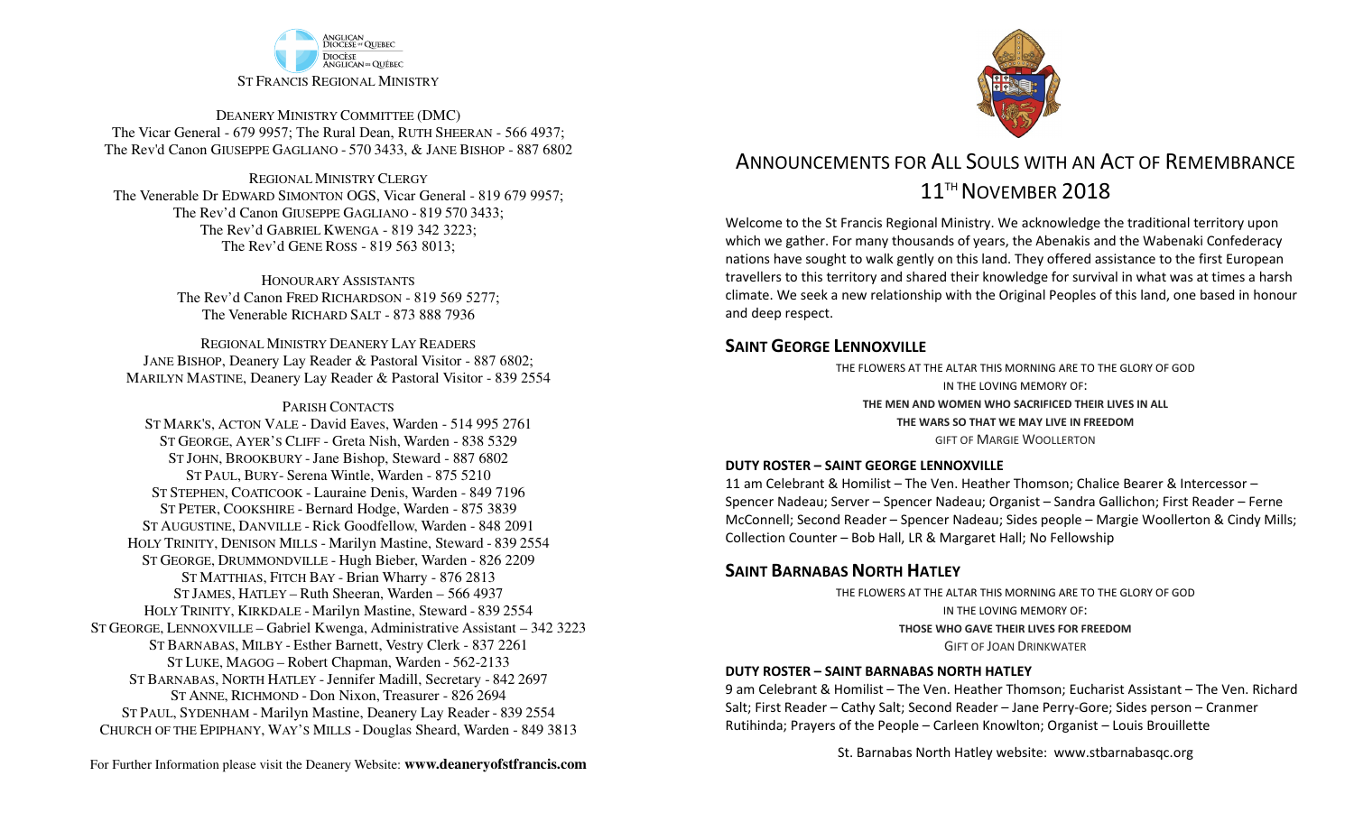ANGLICAN DIOCESE OF QUEBEC
DIOCÈSE ANGLICAN DU QUÉBEC

ST FRANCIS REGIONAL MINISTRY

DEANERY MINISTRY COMMITTEE (DMC)
The Vicar General - 679 9957; The Rural Dean, RUTH SHEERAN - 566 4937;
The Rev'd Canon GIUSEPPE GAGLIANO - 570 3433, & JANE BISHOP - 887 6802

REGIONAL MINISTRY CLERGY
The Venerable Dr EDWARD SIMONTON OGS, Vicar General - 819 679 9957;
The Rev'd Canon GIUSEPPE GAGLIANO - 819 570 3433;
The Rev'd GABRIEL KWENGA - 819 342 3223;
The Rev'd GENE ROSS - 819 563 8013;

HONOURARY ASSISTANTS
The Rev'd Canon FRED RICHARDSON - 819 569 5277;
The Venerable RICHARD SALT - 873 888 7936

REGIONAL MINISTRY DEANERY LAY READERS
JANE BISHOP, Deanery Lay Reader & Pastoral Visitor - 887 6802;
MARILYN MASTINE, Deanery Lay Reader & Pastoral Visitor - 839 2554

PARISH CONTACTS
ST MARK'S, ACTON VALE - David Eaves, Warden - 514 995 2761
ST GEORGE, AYER'S CLIFF - Greta Nish, Warden - 838 5329
ST JOHN, BROOKBURY - Jane Bishop, Steward - 887 6802
ST PAUL, BURY- Serena Wintle, Warden - 875 5210
ST STEPHEN, COATICOOK - Lauraine Denis, Warden - 849 7196
ST PETER, COOKSHIRE - Bernard Hodge, Warden - 875 3839
ST AUGUSTINE, DANVILLE - Rick Goodfellow, Warden - 848 2091
HOLY TRINITY, DENISON MILLS - Marilyn Mastine, Steward - 839 2554
ST GEORGE, DRUMMONDVILLE - Hugh Bieber, Warden - 826 2209
ST MATTHIAS, FITCH BAY - Brian Wharry - 876 2813
ST JAMES, HATLEY – Ruth Sheeran, Warden – 566 4937
HOLY TRINITY, KIRKDALE - Marilyn Mastine, Steward - 839 2554
ST GEORGE, LENNOXVILLE – Gabriel Kwenga, Administrative Assistant – 342 3223
ST BARNABAS, MILBY - Esther Barnett, Vestry Clerk - 837 2261
ST LUKE, MAGOG – Robert Chapman, Warden - 562-2133
ST BARNABAS, NORTH HATLEY - Jennifer Madill, Secretary - 842 2697
ST ANNE, RICHMOND - Don Nixon, Treasurer - 826 2694
ST PAUL, SYDENHAM - Marilyn Mastine, Deanery Lay Reader - 839 2554
CHURCH OF THE EPIPHANY, WAY'S MILLS - Douglas Sheard, Warden - 849 3813

For Further Information please visit the Deanery Website: **www.deaneryofstfrancis.com**

# ANNOUNCEMENTS FOR ALL SOULS WITH AN ACT OF REMEMBRANCE 11TH NOVEMBER 2018

Welcome to the St Francis Regional Ministry. We acknowledge the traditional territory upon which we gather. For many thousands of years, the Abenakis and the Wabenaki Confederacy nations have sought to walk gently on this land. They offered assistance to the first European travellers to this territory and shared their knowledge for survival in what was at times a harsh climate. We seek a new relationship with the Original Peoples of this land, one based in honour and deep respect.

## SAINT GEORGE LENNOXVILLE

THE FLOWERS AT THE ALTAR THIS MORNING ARE TO THE GLORY OF GOD
IN THE LOVING MEMORY OF:
**THE MEN AND WOMEN WHO SACRIFICED THEIR LIVES IN ALL THE WARS SO THAT WE MAY LIVE IN FREEDOM**
GIFT OF MARGIE WOOLLERTON

### DUTY ROSTER – SAINT GEORGE LENNOXVILLE

11 am Celebrant & Homilist – The Ven. Heather Thomson; Chalice Bearer & Intercessor – Spencer Nadeau; Server – Spencer Nadeau; Organist – Sandra Gallichon; First Reader – Ferne McConnell; Second Reader – Spencer Nadeau; Sides people – Margie Woollerton & Cindy Mills; Collection Counter – Bob Hall, LR & Margaret Hall; No Fellowship

## SAINT BARNABAS NORTH HATLEY

THE FLOWERS AT THE ALTAR THIS MORNING ARE TO THE GLORY OF GOD
IN THE LOVING MEMORY OF:
**THOSE WHO GAVE THEIR LIVES FOR FREEDOM**
GIFT OF JOAN DRINKWATER

### DUTY ROSTER – SAINT BARNABAS NORTH HATLEY

9 am Celebrant & Homilist – The Ven. Heather Thomson; Eucharist Assistant – The Ven. Richard Salt; First Reader – Cathy Salt; Second Reader – Jane Perry-Gore; Sides person – Cranmer Rutihinda; Prayers of the People – Carleen Knowlton; Organist – Louis Brouillette

St. Barnabas North Hatley website: www.stbarnabasqc.org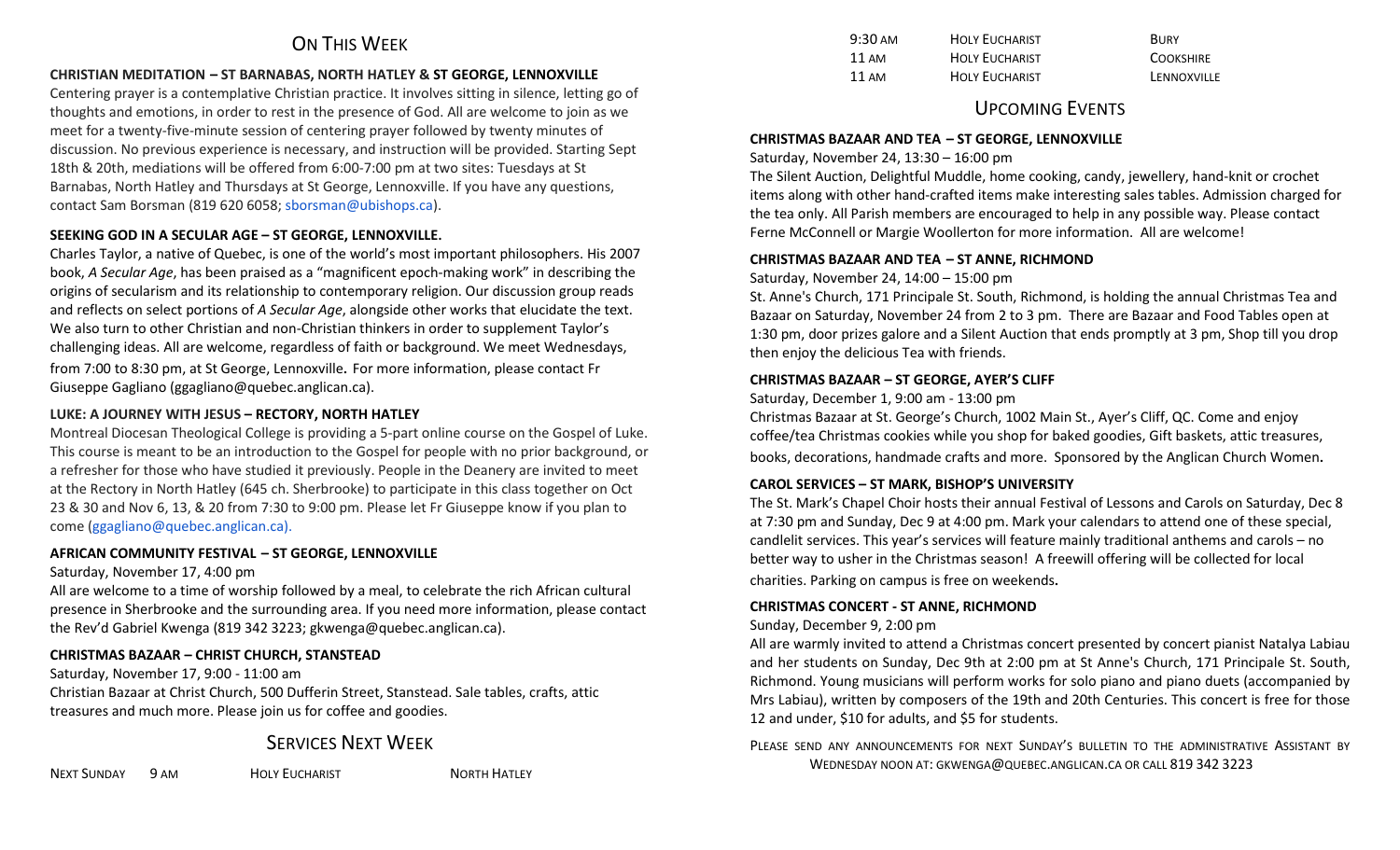## On This Week

**CHRISTIAN MEDITATION – ST BARNABAS, NORTH HATLEY & ST GEORGE, LENNOXVILLE**

Centering prayer is a contemplative Christian practice. It involves sitting in silence, letting go of thoughts and emotions, in order to rest in the presence of God. All are welcome to join as we meet for a twenty-five-minute session of centering prayer followed by twenty minutes of discussion. No previous experience is necessary, and instruction will be provided. Starting Sept 18th & 20th, mediations will be offered from 6:00-7:00 pm at two sites: Tuesdays at St Barnabas, North Hatley and Thursdays at St George, Lennoxville. If you have any questions, contact Sam Borsman (819 620 6058; sborsman@ubishops.ca).

**SEEKING GOD IN A SECULAR AGE – ST GEORGE, LENNOXVILLE.**

Charles Taylor, a native of Quebec, is one of the world's most important philosophers. His 2007 book, *A Secular Age*, has been praised as a "magnificent epoch-making work" in describing the origins of secularism and its relationship to contemporary religion. Our discussion group reads and reflects on select portions of *A Secular Age*, alongside other works that elucidate the text. We also turn to other Christian and non-Christian thinkers in order to supplement Taylor's challenging ideas. All are welcome, regardless of faith or background. We meet Wednesdays, from 7:00 to 8:30 pm, at St George, Lennoxville. For more information, please contact Fr Giuseppe Gagliano (ggagliano@quebec.anglican.ca).

**LUKE: A JOURNEY WITH JESUS – RECTORY, NORTH HATLEY**

Montreal Diocesan Theological College is providing a 5-part online course on the Gospel of Luke. This course is meant to be an introduction to the Gospel for people with no prior background, or a refresher for those who have studied it previously. People in the Deanery are invited to meet at the Rectory in North Hatley (645 ch. Sherbrooke) to participate in this class together on Oct 23 & 30 and Nov 6, 13, & 20 from 7:30 to 9:00 pm. Please let Fr Giuseppe know if you plan to come (ggagliano@quebec.anglican.ca).

**AFRICAN COMMUNITY FESTIVAL – ST GEORGE, LENNOXVILLE**

Saturday, November 17, 4:00 pm

All are welcome to a time of worship followed by a meal, to celebrate the rich African cultural presence in Sherbrooke and the surrounding area. If you need more information, please contact the Rev'd Gabriel Kwenga (819 342 3223; gkwenga@quebec.anglican.ca).

**CHRISTMAS BAZAAR – CHRIST CHURCH, STANSTEAD**

Saturday, November 17, 9:00 - 11:00 am

Christian Bazaar at Christ Church, 500 Dufferin Street, Stanstead. Sale tables, crafts, attic treasures and much more. Please join us for coffee and goodies.

## Services Next Week

| | | | |
|---|---|---|---|
| Next Sunday | 9 am | Holy Eucharist | North Hatley |
| | 9:30 am | Holy Eucharist | Bury |
| | 11 am | Holy Eucharist | Cookshire |
| | 11 am | Holy Eucharist | Lennoxville |

## Upcoming Events

**CHRISTMAS BAZAAR AND TEA – ST GEORGE, LENNOXVILLE**

Saturday, November 24, 13:30 – 16:00 pm

The Silent Auction, Delightful Muddle, home cooking, candy, jewellery, hand-knit or crochet items along with other hand-crafted items make interesting sales tables. Admission charged for the tea only. All Parish members are encouraged to help in any possible way. Please contact Ferne McConnell or Margie Woollerton for more information. All are welcome!

**CHRISTMAS BAZAAR AND TEA – ST ANNE, RICHMOND**

Saturday, November 24, 14:00 – 15:00 pm

St. Anne's Church, 171 Principale St. South, Richmond, is holding the annual Christmas Tea and Bazaar on Saturday, November 24 from 2 to 3 pm. There are Bazaar and Food Tables open at 1:30 pm, door prizes galore and a Silent Auction that ends promptly at 3 pm, Shop till you drop then enjoy the delicious Tea with friends.

**CHRISTMAS BAZAAR – ST GEORGE, AYER'S CLIFF**

Saturday, December 1, 9:00 am - 13:00 pm

Christmas Bazaar at St. George's Church, 1002 Main St., Ayer's Cliff, QC. Come and enjoy coffee/tea Christmas cookies while you shop for baked goodies, Gift baskets, attic treasures, books, decorations, handmade crafts and more. Sponsored by the Anglican Church Women.

**CAROL SERVICES – ST MARK, BISHOP'S UNIVERSITY**

The St. Mark's Chapel Choir hosts their annual Festival of Lessons and Carols on Saturday, Dec 8 at 7:30 pm and Sunday, Dec 9 at 4:00 pm. Mark your calendars to attend one of these special, candlelit services. This year's services will feature mainly traditional anthems and carols – no better way to usher in the Christmas season! A freewill offering will be collected for local charities. Parking on campus is free on weekends.

**CHRISTMAS CONCERT - ST ANNE, RICHMOND**

Sunday, December 9, 2:00 pm

All are warmly invited to attend a Christmas concert presented by concert pianist Natalya Labiau and her students on Sunday, Dec 9th at 2:00 pm at St Anne's Church, 171 Principale St. South, Richmond. Young musicians will perform works for solo piano and piano duets (accompanied by Mrs Labiau), written by composers of the 19th and 20th Centuries. This concert is free for those 12 and under, $10 for adults, and $5 for students.

Please send any announcements for next Sunday's bulletin to the administrative Assistant by Wednesday noon at: gkwenga@quebec.anglican.ca or call 819 342 3223